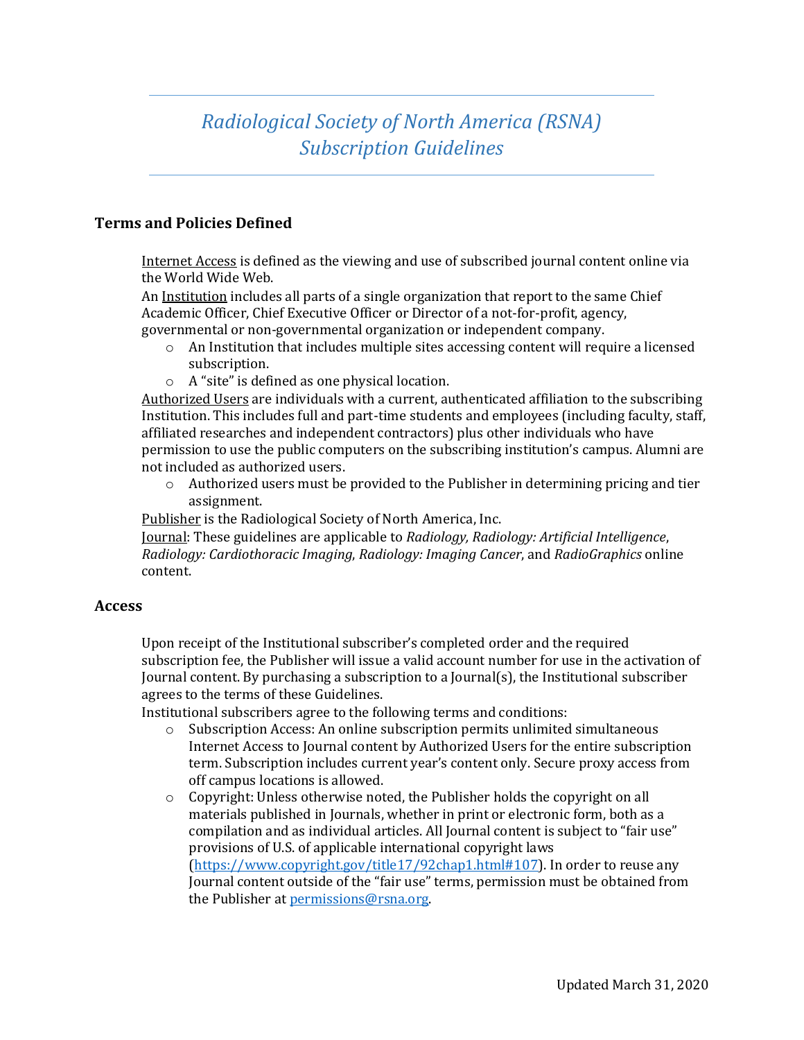# *Radiological Society of North America (RSNA) Subscription Guidelines*

## Terms and Policies Defined

Internet Access is defined as the viewing and use of subscribed journal content online via the World Wide Web.

An Institution includes all parts of a single organization that report to the same Chief Academic Officer, Chief Executive Officer or Director of a not-for-profit, agency, governmental or non-governmental organization or independent company.

- An Institution that includes multiple sites accessing content will require a licensed subscription.
- A "site" is defined as one physical location.

Authorized Users are individuals with a current, authenticated affiliation to the subscribing Institution. This includes full and part-time students and employees (including faculty, staff, affiliated researches and independent contractors) plus other individuals who have permission to use the public computers on the subscribing institution's campus. Alumni are not included as authorized users.

- Authorized users must be provided to the Publisher in determining pricing and tier assignment.

Publisher is the Radiological Society of North America, Inc.

Journal: These guidelines are applicable to *Radiology, Radiology: Artificial Intelligence*, *Radiology: Cardiothoracic Imaging*, *Radiology: Imaging Cancer*, and *RadioGraphics* online content.

## Access

Upon receipt of the Institutional subscriber's completed order and the required subscription fee, the Publisher will issue a valid account number for use in the activation of Journal content. By purchasing a subscription to a Journal(s), the Institutional subscriber agrees to the terms of these Guidelines.

Institutional subscribers agree to the following terms and conditions:

- Subscription Access: An online subscription permits unlimited simultaneous Internet Access to Journal content by Authorized Users for the entire subscription term. Subscription includes current year's content only. Secure proxy access from off campus locations is allowed.
- Copyright: Unless otherwise noted, the Publisher holds the copyright on all materials published in Journals, whether in print or electronic form, both as a compilation and as individual articles. All Journal content is subject to "fair use" provisions of U.S. of applicable international copyright laws (https://www.copyright.gov/title17/92chap1.html#107). In order to reuse any Journal content outside of the "fair use" terms, permission must be obtained from the Publisher at permissions@rsna.org.

Updated March 31, 2020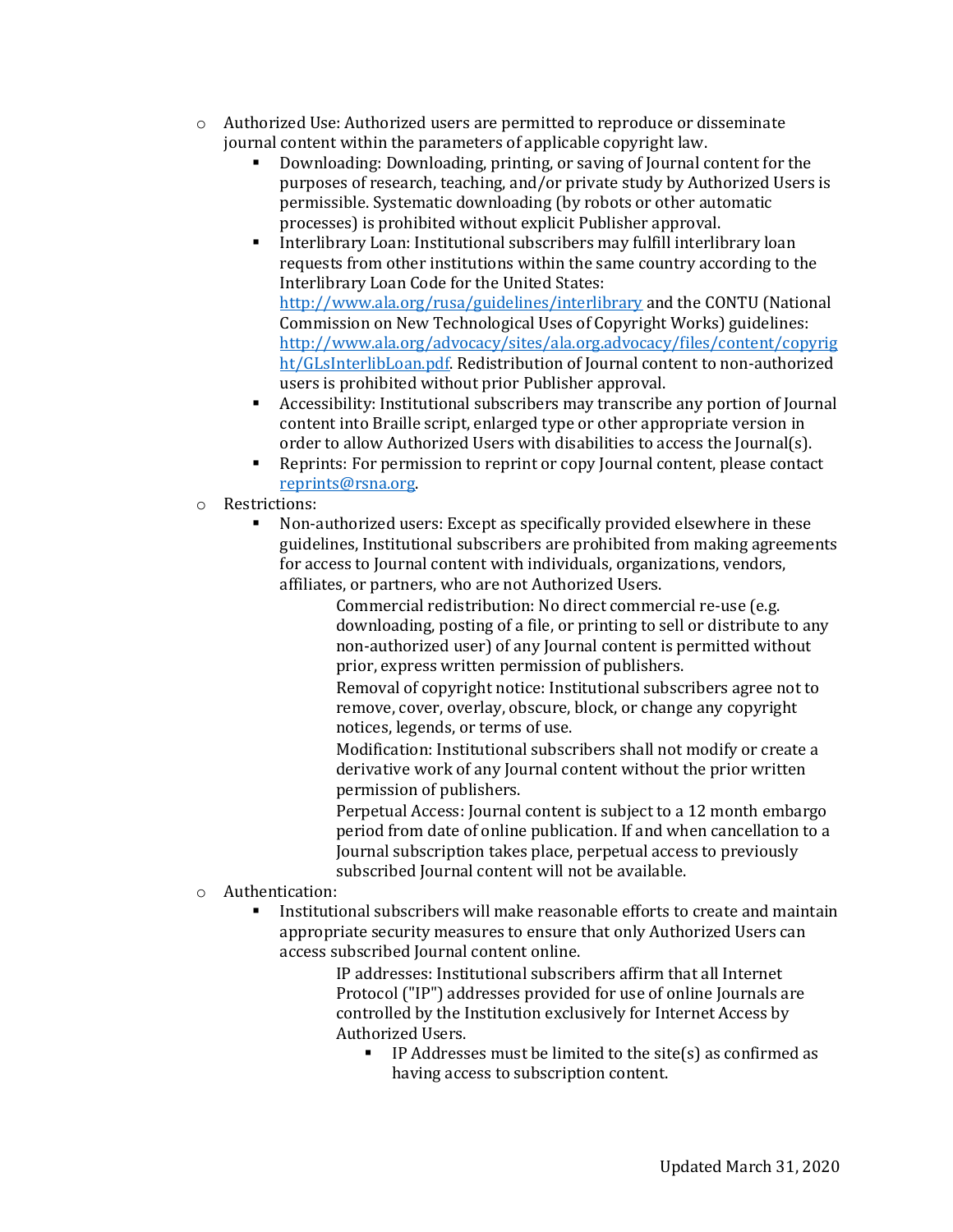- Authorized Use: Authorized users are permitted to reproduce or disseminate journal content within the parameters of applicable copyright law.
  - Downloading: Downloading, printing, or saving of Journal content for the purposes of research, teaching, and/or private study by Authorized Users is permissible. Systematic downloading (by robots or other automatic processes) is prohibited without explicit Publisher approval.
  - Interlibrary Loan: Institutional subscribers may fulfill interlibrary loan requests from other institutions within the same country according to the Interlibrary Loan Code for the United States: [http://www.ala.org/rusa/guidelines/interlibrary](http://www.ala.org/rusa/guidelines/interlibrary) and the CONTU (National Commission on New Technological Uses of Copyright Works) guidelines: [http://www.ala.org/advocacy/sites/ala.org.advocacy/files/content/copyright/GLsInterlibLoan.pdf](http://www.ala.org/advocacy/sites/ala.org.advocacy/files/content/copyright/GLsInterlibLoan.pdf). Redistribution of Journal content to non-authorized users is prohibited without prior Publisher approval.
  - Accessibility: Institutional subscribers may transcribe any portion of Journal content into Braille script, enlarged type or other appropriate version in order to allow Authorized Users with disabilities to access the Journal(s).
  - Reprints: For permission to reprint or copy Journal content, please contact [reprints@rsna.org](mailto:reprints@rsna.org).
- Restrictions:
  - Non-authorized users: Except as specifically provided elsewhere in these guidelines, Institutional subscribers are prohibited from making agreements for access to Journal content with individuals, organizations, vendors, affiliates, or partners, who are not Authorized Users.
    - Commercial redistribution: No direct commercial re-use (e.g. downloading, posting of a file, or printing to sell or distribute to any non-authorized user) of any Journal content is permitted without prior, express written permission of publishers.
    - Removal of copyright notice: Institutional subscribers agree not to remove, cover, overlay, obscure, block, or change any copyright notices, legends, or terms of use.
    - Modification: Institutional subscribers shall not modify or create a derivative work of any Journal content without the prior written permission of publishers.
    - Perpetual Access: Journal content is subject to a 12 month embargo period from date of online publication. If and when cancellation to a Journal subscription takes place, perpetual access to previously subscribed Journal content will not be available.
- Authentication:
  - Institutional subscribers will make reasonable efforts to create and maintain appropriate security measures to ensure that only Authorized Users can access subscribed Journal content online.
    - IP addresses: Institutional subscribers affirm that all Internet Protocol ("IP") addresses provided for use of online Journals are controlled by the Institution exclusively for Internet Access by Authorized Users.
      - IP Addresses must be limited to the site(s) as confirmed as having access to subscription content.

Updated March 31, 2020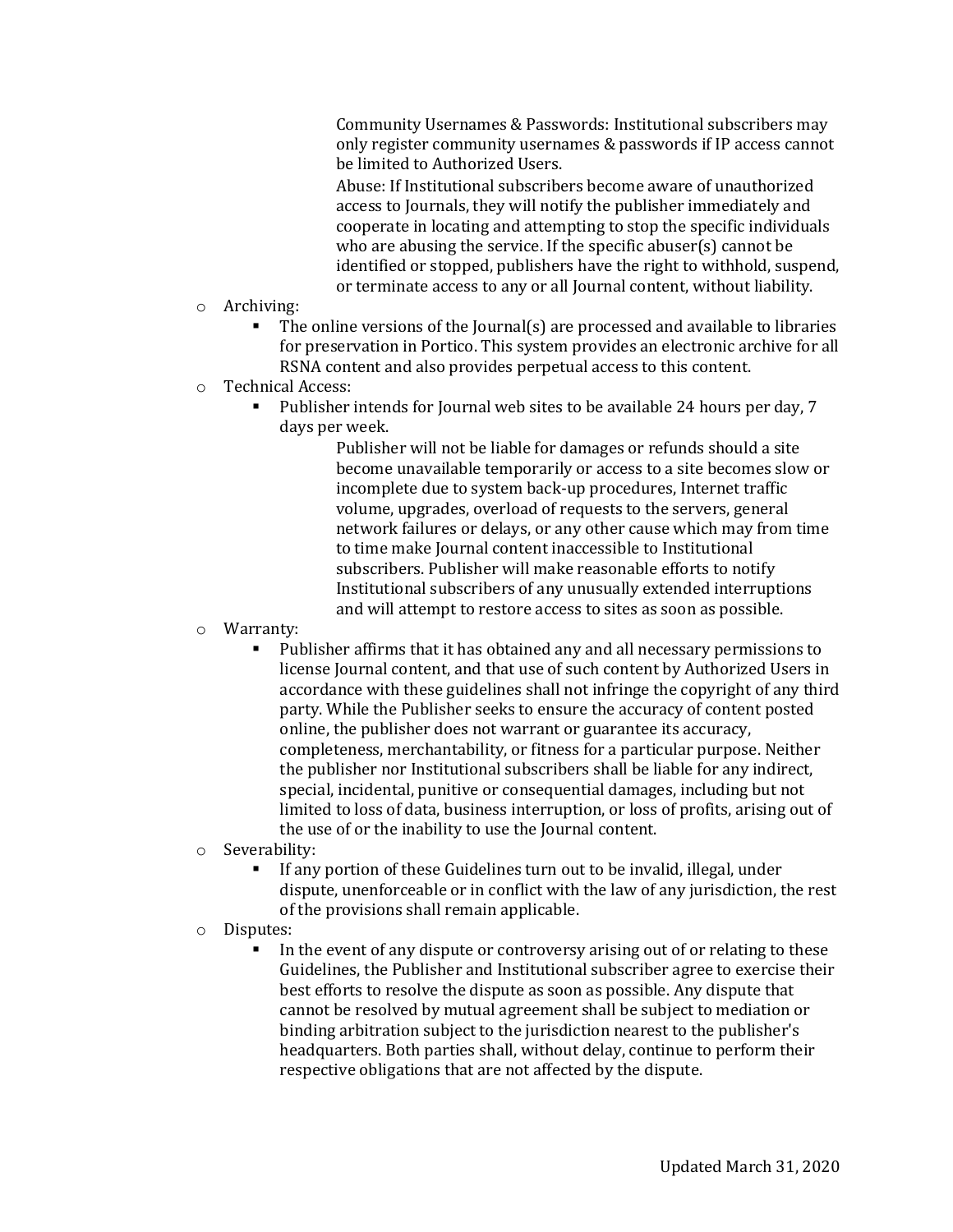Community Usernames & Passwords: Institutional subscribers may only register community usernames & passwords if IP access cannot be limited to Authorized Users.

Abuse: If Institutional subscribers become aware of unauthorized access to Journals, they will notify the publisher immediately and cooperate in locating and attempting to stop the specific individuals who are abusing the service. If the specific abuser(s) cannot be identified or stopped, publishers have the right to withhold, suspend, or terminate access to any or all Journal content, without liability.

- Archiving:
  - The online versions of the Journal(s) are processed and available to libraries for preservation in Portico. This system provides an electronic archive for all RSNA content and also provides perpetual access to this content.
- Technical Access:
  - Publisher intends for Journal web sites to be available 24 hours per day, 7 days per week.

    Publisher will not be liable for damages or refunds should a site become unavailable temporarily or access to a site becomes slow or incomplete due to system back-up procedures, Internet traffic volume, upgrades, overload of requests to the servers, general network failures or delays, or any other cause which may from time to time make Journal content inaccessible to Institutional subscribers. Publisher will make reasonable efforts to notify Institutional subscribers of any unusually extended interruptions and will attempt to restore access to sites as soon as possible.
- Warranty:
  - Publisher affirms that it has obtained any and all necessary permissions to license Journal content, and that use of such content by Authorized Users in accordance with these guidelines shall not infringe the copyright of any third party. While the Publisher seeks to ensure the accuracy of content posted online, the publisher does not warrant or guarantee its accuracy, completeness, merchantability, or fitness for a particular purpose. Neither the publisher nor Institutional subscribers shall be liable for any indirect, special, incidental, punitive or consequential damages, including but not limited to loss of data, business interruption, or loss of profits, arising out of the use of or the inability to use the Journal content.
- Severability:
  - If any portion of these Guidelines turn out to be invalid, illegal, under dispute, unenforceable or in conflict with the law of any jurisdiction, the rest of the provisions shall remain applicable.
- Disputes:
  - In the event of any dispute or controversy arising out of or relating to these Guidelines, the Publisher and Institutional subscriber agree to exercise their best efforts to resolve the dispute as soon as possible. Any dispute that cannot be resolved by mutual agreement shall be subject to mediation or binding arbitration subject to the jurisdiction nearest to the publisher's headquarters. Both parties shall, without delay, continue to perform their respective obligations that are not affected by the dispute.

Updated March 31, 2020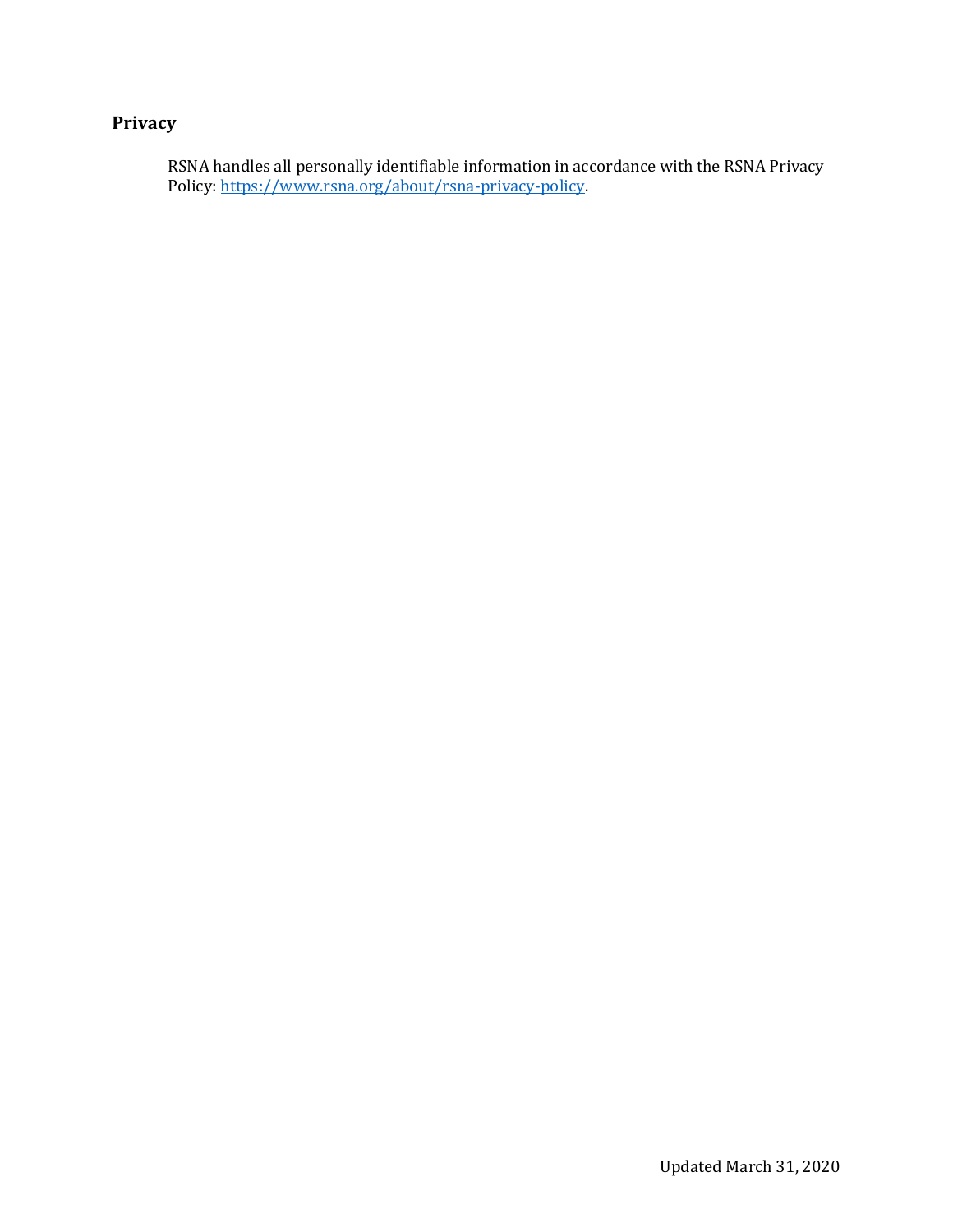### Privacy

RSNA handles all personally identifiable information in accordance with the RSNA Privacy Policy: https://www.rsna.org/about/rsna-privacy-policy.

Updated March 31, 2020